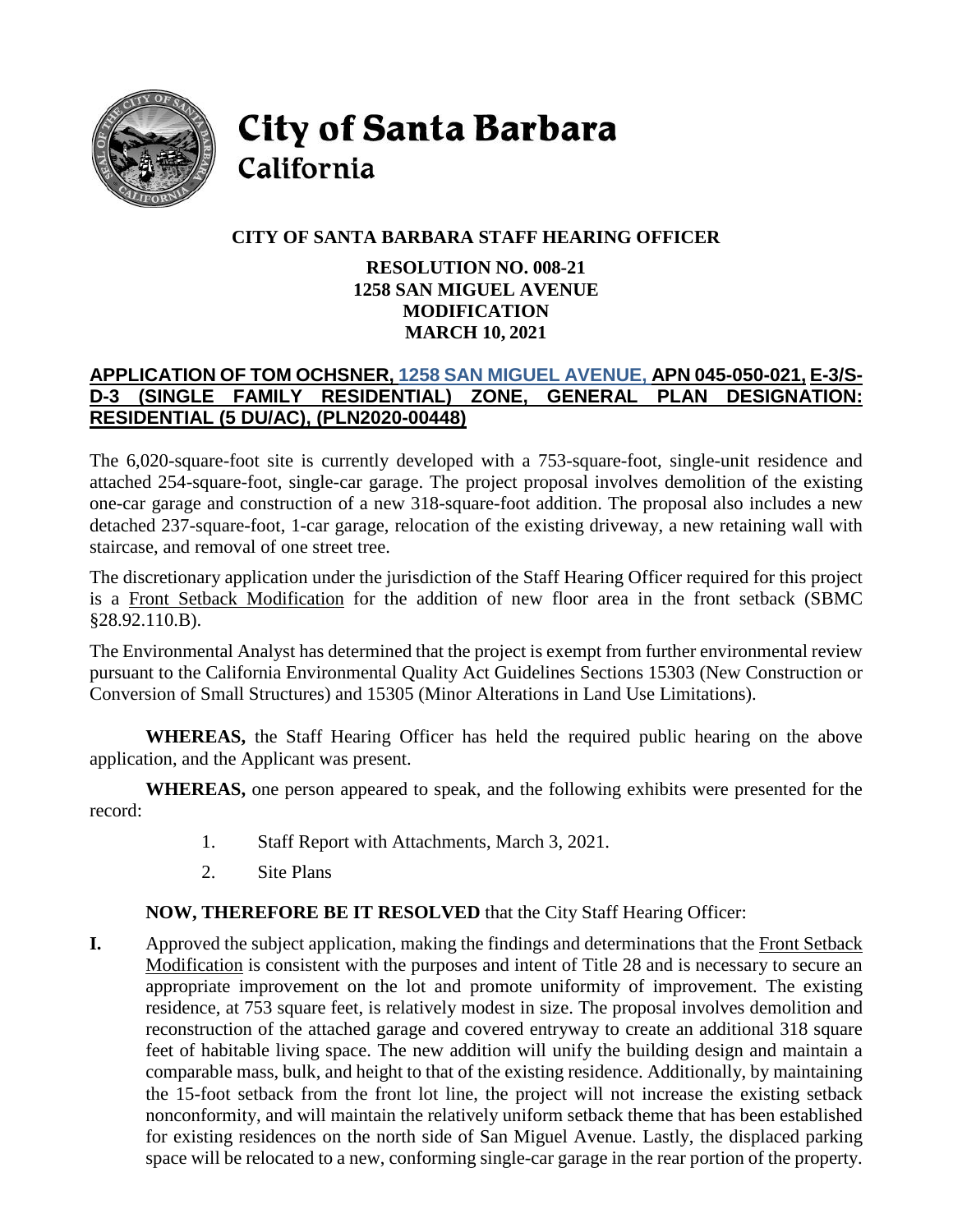# City of Santa Barbara
California

## CITY OF SANTA BARBARA STAFF HEARING OFFICER

**RESOLUTION NO. 008-21**
**1258 SAN MIGUEL AVENUE**
**MODIFICATION**
**MARCH 10, 2021**

**APPLICATION OF TOM OCHSNER, 1258 SAN MIGUEL AVENUE, APN 045-050-021, E-3/S-D-3 (SINGLE FAMILY RESIDENTIAL) ZONE, GENERAL PLAN DESIGNATION: RESIDENTIAL (5 DU/AC), (PLN2020-00448)**

The 6,020-square-foot site is currently developed with a 753-square-foot, single-unit residence and attached 254-square-foot, single-car garage. The project proposal involves demolition of the existing one-car garage and construction of a new 318-square-foot addition. The proposal also includes a new detached 237-square-foot, 1-car garage, relocation of the existing driveway, a new retaining wall with staircase, and removal of one street tree.

The discretionary application under the jurisdiction of the Staff Hearing Officer required for this project is a Front Setback Modification for the addition of new floor area in the front setback (SBMC §28.92.110.B).

The Environmental Analyst has determined that the project is exempt from further environmental review pursuant to the California Environmental Quality Act Guidelines Sections 15303 (New Construction or Conversion of Small Structures) and 15305 (Minor Alterations in Land Use Limitations).

**WHEREAS,** the Staff Hearing Officer has held the required public hearing on the above application, and the Applicant was present.

**WHEREAS,** one person appeared to speak, and the following exhibits were presented for the record:

1. Staff Report with Attachments, March 3, 2021.
2. Site Plans

**NOW, THEREFORE BE IT RESOLVED** that the City Staff Hearing Officer:

**I.** Approved the subject application, making the findings and determinations that the Front Setback Modification is consistent with the purposes and intent of Title 28 and is necessary to secure an appropriate improvement on the lot and promote uniformity of improvement. The existing residence, at 753 square feet, is relatively modest in size. The proposal involves demolition and reconstruction of the attached garage and covered entryway to create an additional 318 square feet of habitable living space. The new addition will unify the building design and maintain a comparable mass, bulk, and height to that of the existing residence. Additionally, by maintaining the 15-foot setback from the front lot line, the project will not increase the existing setback nonconformity, and will maintain the relatively uniform setback theme that has been established for existing residences on the north side of San Miguel Avenue. Lastly, the displaced parking space will be relocated to a new, conforming single-car garage in the rear portion of the property.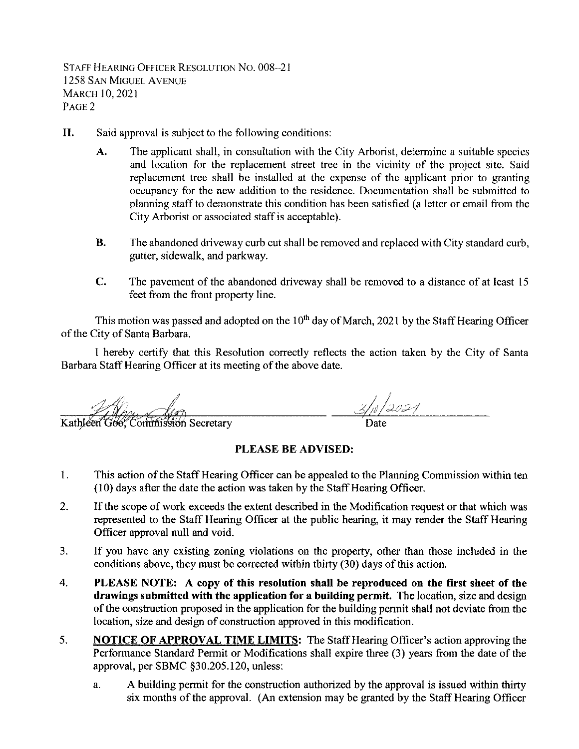**II.** Said approval is subject to the following conditions:

**A.** The applicant shall, in consultation with the City Arborist, determine a suitable species and location for the replacement street tree in the vicinity of the project site. Said replacement tree shall be installed at the expense of the applicant prior to granting occupancy for the new addition to the residence. Documentation shall be submitted to planning staff to demonstrate this condition has been satisfied (a letter or email from the City Arborist or associated staff is acceptable).

**B.** The abandoned driveway curb cut shall be removed and replaced with City standard curb, gutter, sidewalk, and parkway.

**C.** The pavement of the abandoned driveway shall be removed to a distance of at least 15 feet from the front property line.

This motion was passed and adopted on the 10th day of March, 2021 by the Staff Hearing Officer of the City of Santa Barbara.

I hereby certify that this Resolution correctly reflects the action taken by the City of Santa Barbara Staff Hearing Officer at its meeting of the above date.

Kathleen Goo, Commission Secretary — Date: 3/10/2021

**PLEASE BE ADVISED:**

1. This action of the Staff Hearing Officer can be appealed to the Planning Commission within ten (10) days after the date the action was taken by the Staff Hearing Officer.
2. If the scope of work exceeds the extent described in the Modification request or that which was represented to the Staff Hearing Officer at the public hearing, it may render the Staff Hearing Officer approval null and void.
3. If you have any existing zoning violations on the property, other than those included in the conditions above, they must be corrected within thirty (30) days of this action.
4. **PLEASE NOTE: A copy of this resolution shall be reproduced on the first sheet of the drawings submitted with the application for a building permit.** The location, size and design of the construction proposed in the application for the building permit shall not deviate from the location, size and design of construction approved in this modification.
5. **NOTICE OF APPROVAL TIME LIMITS:** The Staff Hearing Officer's action approving the Performance Standard Permit or Modifications shall expire three (3) years from the date of the approval, per SBMC §30.205.120, unless:
   a. A building permit for the construction authorized by the approval is issued within thirty six months of the approval. (An extension may be granted by the Staff Hearing Officer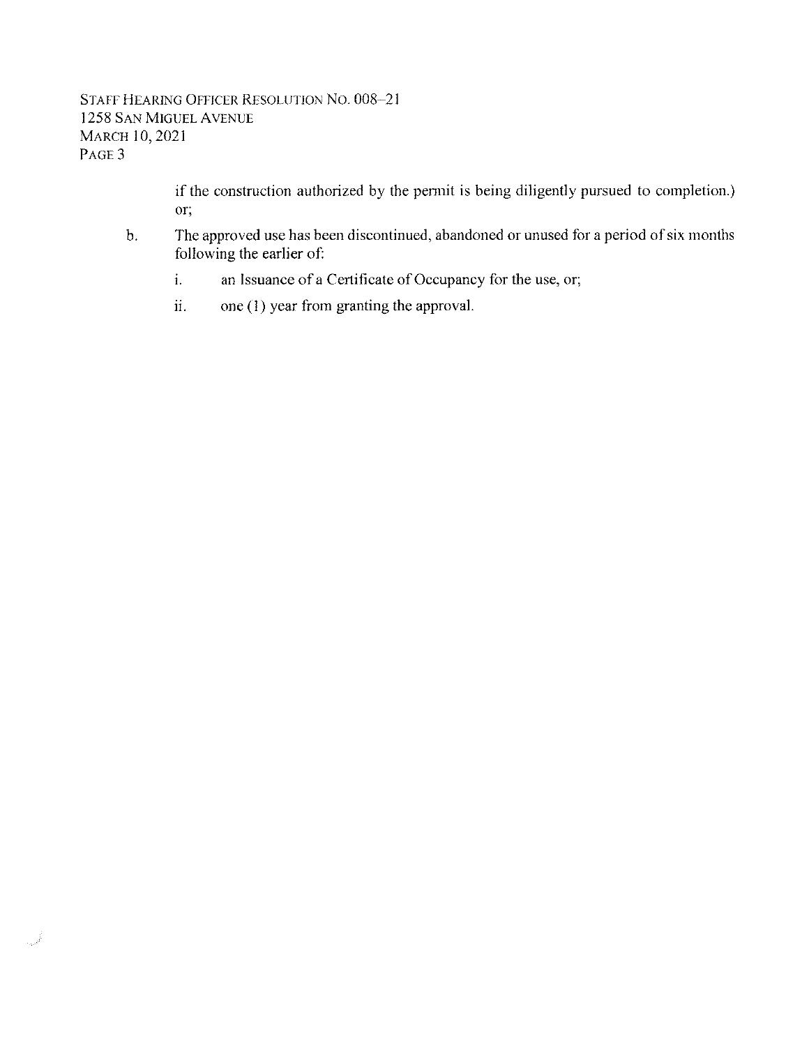if the construction authorized by the permit is being diligently pursued to completion.) or;

b. The approved use has been discontinued, abandoned or unused for a period of six months following the earlier of:

   i. an Issuance of a Certificate of Occupancy for the use, or;

   ii. one (1) year from granting the approval.